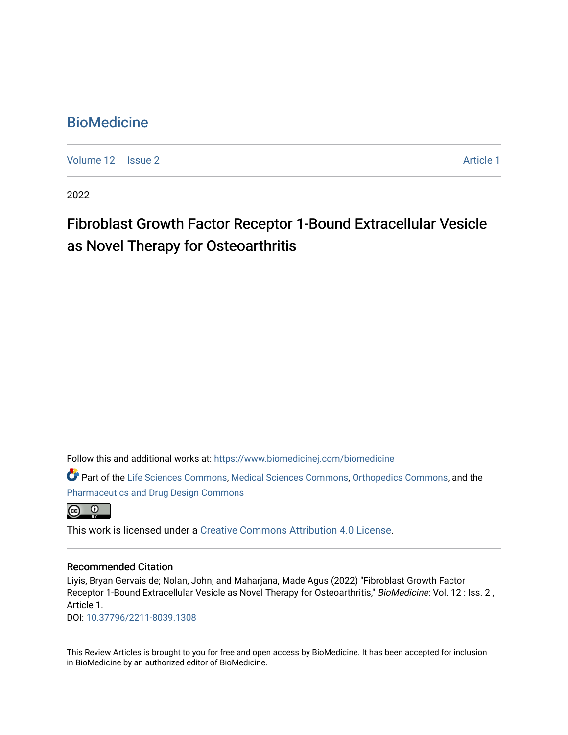BioMedicine

Volume 12 | Issue 2 — Article 1

2022

# Fibroblast Growth Factor Receptor 1-Bound Extracellular Vesicle as Novel Therapy for Osteoarthritis

Follow this and additional works at: https://www.biomedicinej.com/biomedicine

Part of the Life Sciences Commons, Medical Sciences Commons, Orthopedics Commons, and the Pharmaceutics and Drug Design Commons

This work is licensed under a Creative Commons Attribution 4.0 License.

## Recommended Citation

Liyis, Bryan Gervais de; Nolan, John; and Maharjana, Made Agus (2022) "Fibroblast Growth Factor Receptor 1-Bound Extracellular Vesicle as Novel Therapy for Osteoarthritis," *BioMedicine*: Vol. 12 : Iss. 2 , Article 1.
DOI: 10.37796/2211-8039.1308

This Review Articles is brought to you for free and open access by BioMedicine. It has been accepted for inclusion in BioMedicine by an authorized editor of BioMedicine.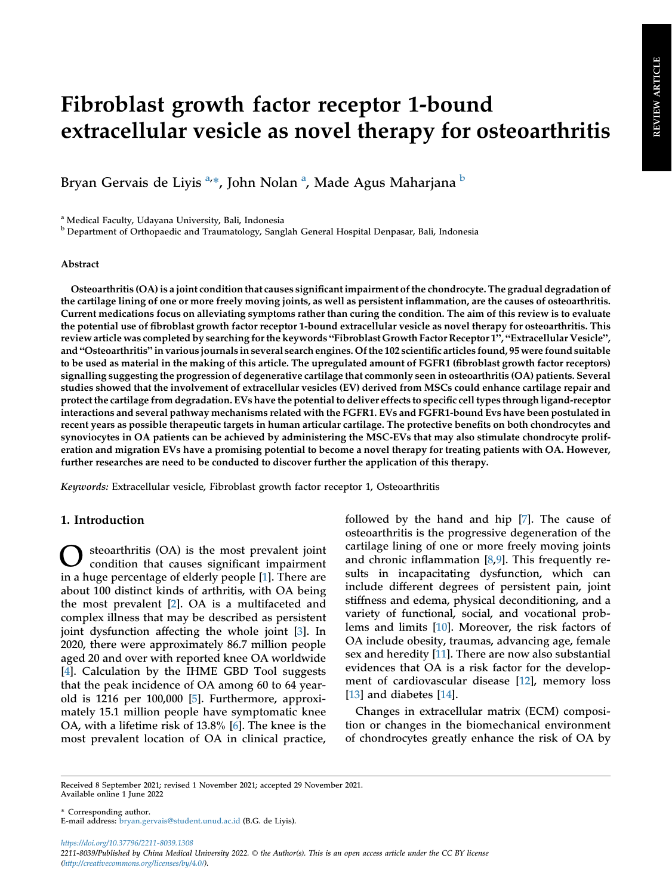# Fibroblast growth factor receptor 1-bound extracellular vesicle as novel therapy for osteoarthritis

Bryan Gervais de Liyis [a,*], John Nolan [a], Made Agus Maharjana [b]

[a] Medical Faculty, Udayana University, Bali, Indonesia
[b] Department of Orthopaedic and Traumatology, Sanglah General Hospital Denpasar, Bali, Indonesia

## Abstract

**Osteoarthritis (OA) is a joint condition that causes significant impairment of the chondrocyte. The gradual degradation of the cartilage lining of one or more freely moving joints, as well as persistent inflammation, are the causes of osteoarthritis. Current medications focus on alleviating symptoms rather than curing the condition. The aim of this review is to evaluate the potential use of fibroblast growth factor receptor 1-bound extracellular vesicle as novel therapy for osteoarthritis. This review article was completed by searching for the keywords "Fibroblast Growth Factor Receptor 1", "Extracellular Vesicle", and "Osteoarthritis" in various journals in several search engines. Of the 102 scientific articles found, 95 were found suitable to be used as material in the making of this article. The upregulated amount of FGFR1 (fibroblast growth factor receptors) signalling suggesting the progression of degenerative cartilage that commonly seen in osteoarthritis (OA) patients. Several studies showed that the involvement of extracellular vesicles (EV) derived from MSCs could enhance cartilage repair and protect the cartilage from degradation. EVs have the potential to deliver effects to specific cell types through ligand-receptor interactions and several pathway mechanisms related with the FGFR1. EVs and FGFR1-bound Evs have been postulated in recent years as possible therapeutic targets in human articular cartilage. The protective benefits on both chondrocytes and synoviocytes in OA patients can be achieved by administering the MSC-EVs that may also stimulate chondrocyte proliferation and migration EVs have a promising potential to become a novel therapy for treating patients with OA. However, further researches are need to be conducted to discover further the application of this therapy.**

*Keywords:* Extracellular vesicle, Fibroblast growth factor receptor 1, Osteoarthritis

## 1. Introduction

Osteoarthritis (OA) is the most prevalent joint condition that causes significant impairment in a huge percentage of elderly people [1]. There are about 100 distinct kinds of arthritis, with OA being the most prevalent [2]. OA is a multifaceted and complex illness that may be described as persistent joint dysfunction affecting the whole joint [3]. In 2020, there were approximately 86.7 million people aged 20 and over with reported knee OA worldwide [4]. Calculation by the IHME GBD Tool suggests that the peak incidence of OA among 60 to 64 year-old is 1216 per 100,000 [5]. Furthermore, approximately 15.1 million people have symptomatic knee OA, with a lifetime risk of 13.8% [6]. The knee is the most prevalent location of OA in clinical practice, followed by the hand and hip [7]. The cause of osteoarthritis is the progressive degeneration of the cartilage lining of one or more freely moving joints and chronic inflammation [8,9]. This frequently results in incapacitating dysfunction, which can include different degrees of persistent pain, joint stiffness and edema, physical deconditioning, and a variety of functional, social, and vocational problems and limits [10]. Moreover, the risk factors of OA include obesity, traumas, advancing age, female sex and heredity [11]. There are now also substantial evidences that OA is a risk factor for the development of cardiovascular disease [12], memory loss [13] and diabetes [14].

Changes in extracellular matrix (ECM) composition or changes in the biomechanical environment of chondrocytes greatly enhance the risk of OA by

Received 8 September 2021; revised 1 November 2021; accepted 29 November 2021.
Available online 1 June 2022

\* Corresponding author.
E-mail address: bryan.gervais@student.unud.ac.id (B.G. de Liyis).

https://doi.org/10.37796/2211-8039.1308
2211-8039/Published by China Medical University 2022. © the Author(s). This is an open access article under the CC BY license (http://creativecommons.org/licenses/by/4.0/).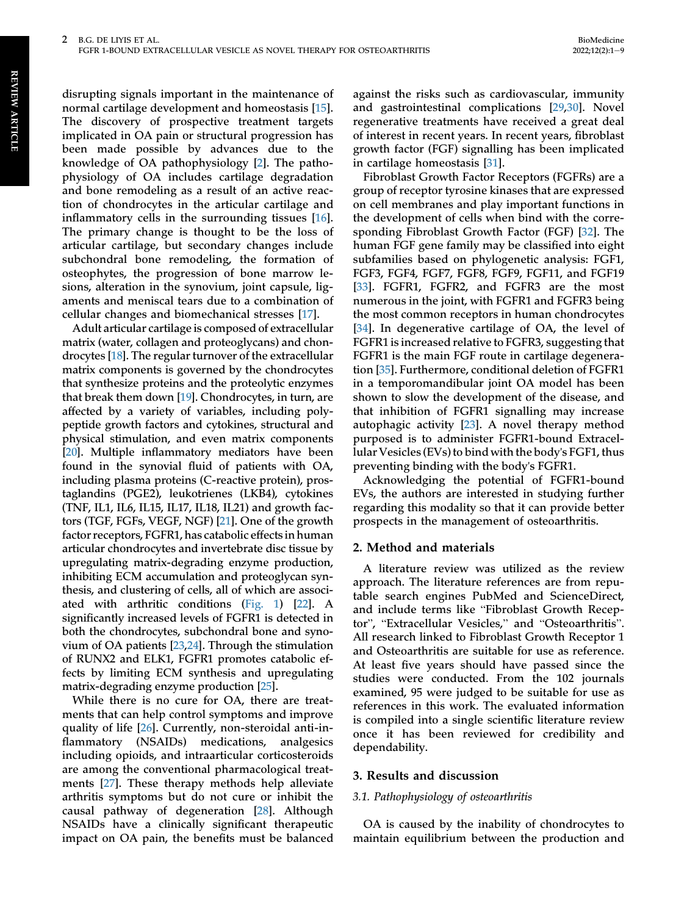disrupting signals important in the maintenance of normal cartilage development and homeostasis [15]. The discovery of prospective treatment targets implicated in OA pain or structural progression has been made possible by advances due to the knowledge of OA pathophysiology [2]. The pathophysiology of OA includes cartilage degradation and bone remodeling as a result of an active reaction of chondrocytes in the articular cartilage and inflammatory cells in the surrounding tissues [16]. The primary change is thought to be the loss of articular cartilage, but secondary changes include subchondral bone remodeling, the formation of osteophytes, the progression of bone marrow lesions, alteration in the synovium, joint capsule, ligaments and meniscal tears due to a combination of cellular changes and biomechanical stresses [17].

Adult articular cartilage is composed of extracellular matrix (water, collagen and proteoglycans) and chondrocytes [18]. The regular turnover of the extracellular matrix components is governed by the chondrocytes that synthesize proteins and the proteolytic enzymes that break them down [19]. Chondrocytes, in turn, are affected by a variety of variables, including polypeptide growth factors and cytokines, structural and physical stimulation, and even matrix components [20]. Multiple inflammatory mediators have been found in the synovial fluid of patients with OA, including plasma proteins (C-reactive protein), prostaglandins (PGE2), leukotrienes (LKB4), cytokines (TNF, IL1, IL6, IL15, IL17, IL18, IL21) and growth factors (TGF, FGFs, VEGF, NGF) [21]. One of the growth factor receptors, FGFR1, has catabolic effects in human articular chondrocytes and invertebrate disc tissue by upregulating matrix-degrading enzyme production, inhibiting ECM accumulation and proteoglycan synthesis, and clustering of cells, all of which are associated with arthritic conditions (Fig. 1) [22]. A significantly increased levels of FGFR1 is detected in both the chondrocytes, subchondral bone and synovium of OA patients [23,24]. Through the stimulation of RUNX2 and ELK1, FGFR1 promotes catabolic effects by limiting ECM synthesis and upregulating matrix-degrading enzyme production [25].

While there is no cure for OA, there are treatments that can help control symptoms and improve quality of life [26]. Currently, non-steroidal anti-inflammatory (NSAIDs) medications, analgesics including opioids, and intraarticular corticosteroids are among the conventional pharmacological treatments [27]. These therapy methods help alleviate arthritis symptoms but do not cure or inhibit the causal pathway of degeneration [28]. Although NSAIDs have a clinically significant therapeutic impact on OA pain, the benefits must be balanced against the risks such as cardiovascular, immunity and gastrointestinal complications [29,30]. Novel regenerative treatments have received a great deal of interest in recent years. In recent years, fibroblast growth factor (FGF) signalling has been implicated in cartilage homeostasis [31].

Fibroblast Growth Factor Receptors (FGFRs) are a group of receptor tyrosine kinases that are expressed on cell membranes and play important functions in the development of cells when bind with the corresponding Fibroblast Growth Factor (FGF) [32]. The human FGF gene family may be classified into eight subfamilies based on phylogenetic analysis: FGF1, FGF3, FGF4, FGF7, FGF8, FGF9, FGF11, and FGF19 [33]. FGFR1, FGFR2, and FGFR3 are the most numerous in the joint, with FGFR1 and FGFR3 being the most common receptors in human chondrocytes [34]. In degenerative cartilage of OA, the level of FGFR1 is increased relative to FGFR3, suggesting that FGFR1 is the main FGF route in cartilage degeneration [35]. Furthermore, conditional deletion of FGFR1 in a temporomandibular joint OA model has been shown to slow the development of the disease, and that inhibition of FGFR1 signalling may increase autophagic activity [23]. A novel therapy method purposed is to administer FGFR1-bound Extracellular Vesicles (EVs) to bind with the body's FGF1, thus preventing binding with the body's FGFR1.

Acknowledging the potential of FGFR1-bound EVs, the authors are interested in studying further regarding this modality so that it can provide better prospects in the management of osteoarthritis.

## 2. Method and materials

A literature review was utilized as the review approach. The literature references are from reputable search engines PubMed and ScienceDirect, and include terms like "Fibroblast Growth Receptor", "Extracellular Vesicles," and "Osteoarthritis". All research linked to Fibroblast Growth Receptor 1 and Osteoarthritis are suitable for use as reference. At least five years should have passed since the studies were conducted. From the 102 journals examined, 95 were judged to be suitable for use as references in this work. The evaluated information is compiled into a single scientific literature review once it has been reviewed for credibility and dependability.

## 3. Results and discussion

### 3.1. Pathophysiology of osteoarthritis

OA is caused by the inability of chondrocytes to maintain equilibrium between the production and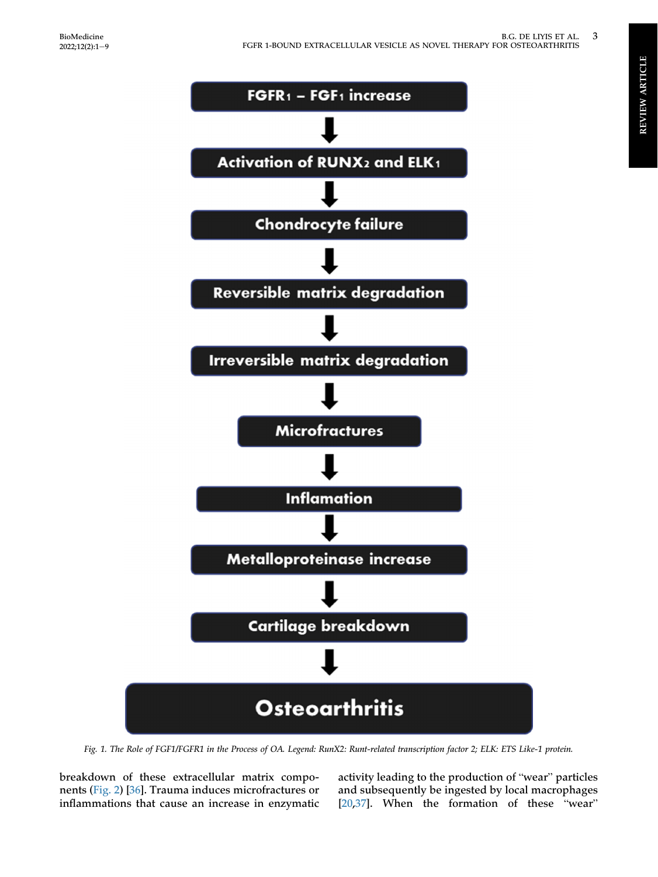$FGFR_1$ – $FGF_1$ increase

Activation of $RUNX_2$ and $ELK_1$

Chondrocyte failure

Reversible matrix degradation

Irreversible matrix degradation

Microfractures

Inflamation

Metalloproteinase increase

Cartilage breakdown

Osteoarthritis

*Fig. 1. The Role of FGF1/FGFR1 in the Process of OA. Legend: RunX2: Runt-related transcription factor 2; ELK: ETS Like-1 protein.*

breakdown of these extracellular matrix components (Fig. 2) [36]. Trauma induces microfractures or inflammations that cause an increase in enzymatic activity leading to the production of "wear" particles and subsequently be ingested by local macrophages [20,37]. When the formation of these "wear"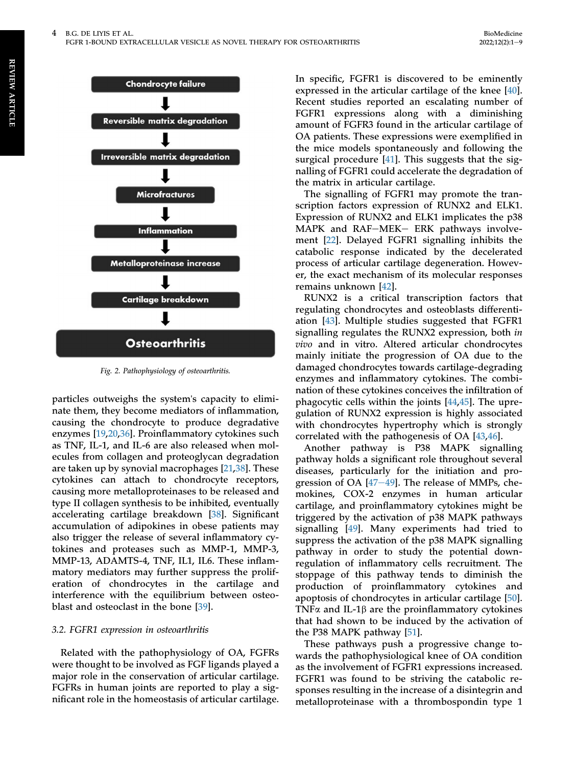Chondrocyte failure

Reversible matrix degradation

Irreversible matrix degradation

Microfractures

Inflammation

Metalloproteinase increase

Cartilage breakdown

Osteoarthritis

*Fig. 2. Pathophysiology of osteoarthritis.*

particles outweighs the system's capacity to eliminate them, they become mediators of inflammation, causing the chondrocyte to produce degradative enzymes [19,20,36]. Proinflammatory cytokines such as TNF, IL-1, and IL-6 are also released when molecules from collagen and proteoglycan degradation are taken up by synovial macrophages [21,38]. These cytokines can attach to chondrocyte receptors, causing more metalloproteinases to be released and type II collagen synthesis to be inhibited, eventually accelerating cartilage breakdown [38]. Significant accumulation of adipokines in obese patients may also trigger the release of several inflammatory cytokines and proteases such as MMP-1, MMP-3, MMP-13, ADAMTS-4, TNF, IL1, IL6. These inflammatory mediators may further suppress the proliferation of chondrocytes in the cartilage and interference with the equilibrium between osteoblast and osteoclast in the bone [39].

### 3.2. FGFR1 expression in osteoarthritis

Related with the pathophysiology of OA, FGFRs were thought to be involved as FGF ligands played a major role in the conservation of articular cartilage. FGFRs in human joints are reported to play a significant role in the homeostasis of articular cartilage. In specific, FGFR1 is discovered to be eminently expressed in the articular cartilage of the knee [40]. Recent studies reported an escalating number of FGFR1 expressions along with a diminishing amount of FGFR3 found in the articular cartilage of OA patients. These expressions were exemplified in the mice models spontaneously and following the surgical procedure [41]. This suggests that the signalling of FGFR1 could accelerate the degradation of the matrix in articular cartilage.

The signalling of FGFR1 may promote the transcription factors expression of RUNX2 and ELK1. Expression of RUNX2 and ELK1 implicates the p38 MAPK and RAF−MEK− ERK pathways involvement [22]. Delayed FGFR1 signalling inhibits the catabolic response indicated by the decelerated process of articular cartilage degeneration. However, the exact mechanism of its molecular responses remains unknown [42].

RUNX2 is a critical transcription factors that regulating chondrocytes and osteoblasts differentiation [43]. Multiple studies suggested that FGFR1 signalling regulates the RUNX2 expression, both *in vivo* and in vitro. Altered articular chondrocytes mainly initiate the progression of OA due to the damaged chondrocytes towards cartilage-degrading enzymes and inflammatory cytokines. The combination of these cytokines conceives the infiltration of phagocytic cells within the joints [44,45]. The upregulation of RUNX2 expression is highly associated with chondrocytes hypertrophy which is strongly correlated with the pathogenesis of OA [43,46].

Another pathway is P38 MAPK signalling pathway holds a significant role throughout several diseases, particularly for the initiation and progression of OA [47−49]. The release of MMPs, chemokines, COX-2 enzymes in human articular cartilage, and proinflammatory cytokines might be triggered by the activation of p38 MAPK pathways signalling [49]. Many experiments had tried to suppress the activation of the p38 MAPK signalling pathway in order to study the potential downregulation of inflammatory cells recruitment. The stoppage of this pathway tends to diminish the production of proinflammatory cytokines and apoptosis of chondrocytes in articular cartilage [50]. TNFα and IL-1β are the proinflammatory cytokines that had shown to be induced by the activation of the P38 MAPK pathway [51].

These pathways push a progressive change towards the pathophysiological knee of OA condition as the involvement of FGFR1 expressions increased. FGFR1 was found to be striving the catabolic responses resulting in the increase of a disintegrin and metalloproteinase with a thrombospondin type 1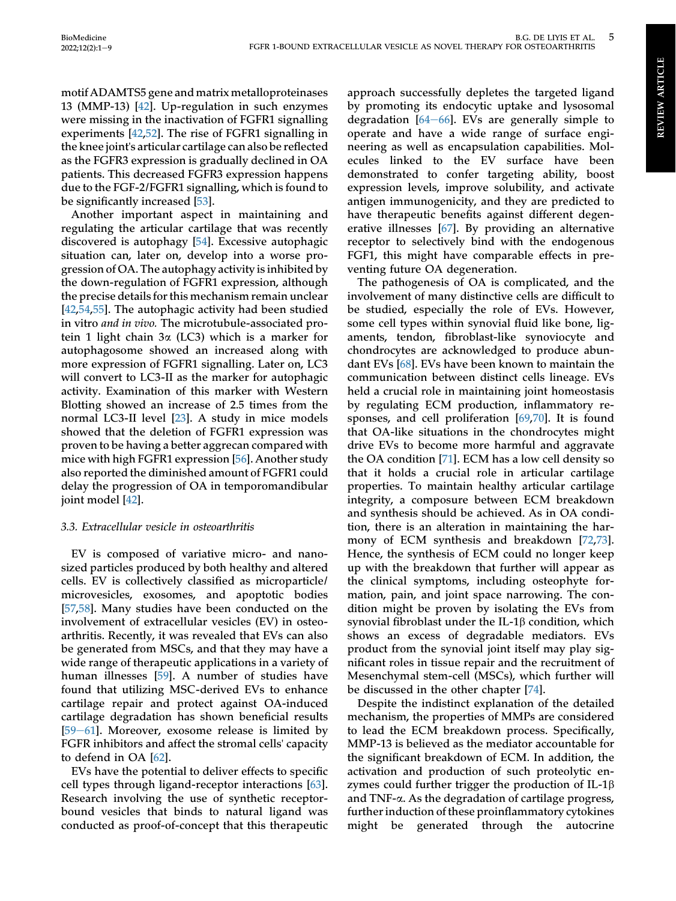motif ADAMTS5 gene and matrix metalloproteinases 13 (MMP-13) [42]. Up-regulation in such enzymes were missing in the inactivation of FGFR1 signalling experiments [42,52]. The rise of FGFR1 signalling in the knee joint's articular cartilage can also be reflected as the FGFR3 expression is gradually declined in OA patients. This decreased FGFR3 expression happens due to the FGF-2/FGFR1 signalling, which is found to be significantly increased [53].

Another important aspect in maintaining and regulating the articular cartilage that was recently discovered is autophagy [54]. Excessive autophagic situation can, later on, develop into a worse progression of OA. The autophagy activity is inhibited by the down-regulation of FGFR1 expression, although the precise details for this mechanism remain unclear [42,54,55]. The autophagic activity had been studied in vitro *and in vivo.* The microtubule-associated protein 1 light chain 3α (LC3) which is a marker for autophagosome showed an increased along with more expression of FGFR1 signalling. Later on, LC3 will convert to LC3-II as the marker for autophagic activity. Examination of this marker with Western Blotting showed an increase of 2.5 times from the normal LC3-II level [23]. A study in mice models showed that the deletion of FGFR1 expression was proven to be having a better aggrecan compared with mice with high FGFR1 expression [56]. Another study also reported the diminished amount of FGFR1 could delay the progression of OA in temporomandibular joint model [42].

### 3.3. Extracellular vesicle in osteoarthritis

EV is composed of variative micro- and nano-sized particles produced by both healthy and altered cells. EV is collectively classified as microparticle/microvesicles, exosomes, and apoptotic bodies [57,58]. Many studies have been conducted on the involvement of extracellular vesicles (EV) in osteoarthritis. Recently, it was revealed that EVs can also be generated from MSCs, and that they may have a wide range of therapeutic applications in a variety of human illnesses [59]. A number of studies have found that utilizing MSC-derived EVs to enhance cartilage repair and protect against OA-induced cartilage degradation has shown beneficial results [59–61]. Moreover, exosome release is limited by FGFR inhibitors and affect the stromal cells' capacity to defend in OA [62].

EVs have the potential to deliver effects to specific cell types through ligand-receptor interactions [63]. Research involving the use of synthetic receptor-bound vesicles that binds to natural ligand was conducted as proof-of-concept that this therapeutic approach successfully depletes the targeted ligand by promoting its endocytic uptake and lysosomal degradation [64–66]. EVs are generally simple to operate and have a wide range of surface engineering as well as encapsulation capabilities. Molecules linked to the EV surface have been demonstrated to confer targeting ability, boost expression levels, improve solubility, and activate antigen immunogenicity, and they are predicted to have therapeutic benefits against different degenerative illnesses [67]. By providing an alternative receptor to selectively bind with the endogenous FGF1, this might have comparable effects in preventing future OA degeneration.

The pathogenesis of OA is complicated, and the involvement of many distinctive cells are difficult to be studied, especially the role of EVs. However, some cell types within synovial fluid like bone, ligaments, tendon, fibroblast-like synoviocyte and chondrocytes are acknowledged to produce abundant EVs [68]. EVs have been known to maintain the communication between distinct cells lineage. EVs held a crucial role in maintaining joint homeostasis by regulating ECM production, inflammatory responses, and cell proliferation [69,70]. It is found that OA-like situations in the chondrocytes might drive EVs to become more harmful and aggravate the OA condition [71]. ECM has a low cell density so that it holds a crucial role in articular cartilage properties. To maintain healthy articular cartilage integrity, a composure between ECM breakdown and synthesis should be achieved. As in OA condition, there is an alteration in maintaining the harmony of ECM synthesis and breakdown [72,73]. Hence, the synthesis of ECM could no longer keep up with the breakdown that further will appear as the clinical symptoms, including osteophyte formation, pain, and joint space narrowing. The condition might be proven by isolating the EVs from synovial fibroblast under the IL-1β condition, which shows an excess of degradable mediators. EVs product from the synovial joint itself may play significant roles in tissue repair and the recruitment of Mesenchymal stem-cell (MSCs), which further will be discussed in the other chapter [74].

Despite the indistinct explanation of the detailed mechanism, the properties of MMPs are considered to lead the ECM breakdown process. Specifically, MMP-13 is believed as the mediator accountable for the significant breakdown of ECM. In addition, the activation and production of such proteolytic enzymes could further trigger the production of IL-1β and TNF-α. As the degradation of cartilage progress, further induction of these proinflammatory cytokines might be generated through the autocrine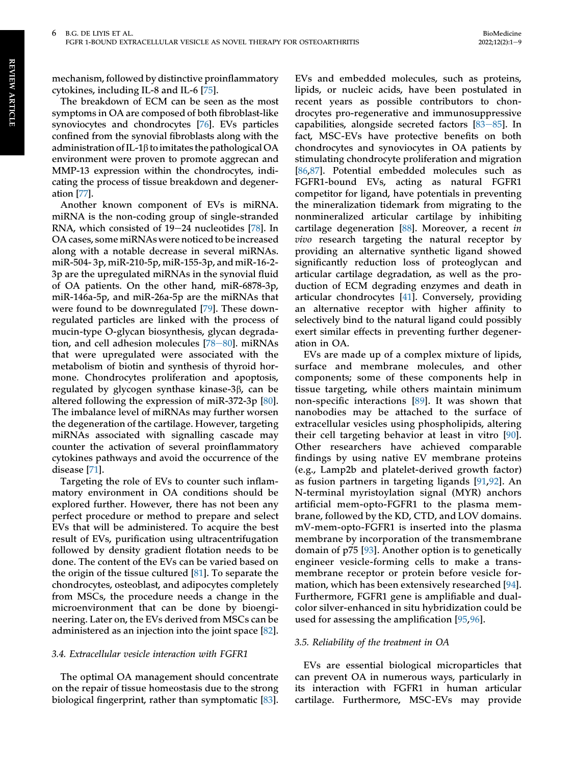mechanism, followed by distinctive proinflammatory cytokines, including IL-8 and IL-6 [75].

The breakdown of ECM can be seen as the most symptoms in OA are composed of both fibroblast-like synoviocytes and chondrocytes [76]. EVs particles confined from the synovial fibroblasts along with the administration of IL-1β to imitates the pathological OA environment were proven to promote aggrecan and MMP-13 expression within the chondrocytes, indicating the process of tissue breakdown and degeneration [77].

Another known component of EVs is miRNA. miRNA is the non-coding group of single-stranded RNA, which consisted of 19–24 nucleotides [78]. In OA cases, some miRNAs were noticed to be increased along with a notable decrease in several miRNAs. miR-504- 3p, miR-210-5p, miR-155-3p, and miR-16-2-3p are the upregulated miRNAs in the synovial fluid of OA patients. On the other hand, miR-6878-3p, miR-146a-5p, and miR-26a-5p are the miRNAs that were found to be downregulated [79]. These downregulated particles are linked with the process of mucin-type O-glycan biosynthesis, glycan degradation, and cell adhesion molecules [78–80]. miRNAs that were upregulated were associated with the metabolism of biotin and synthesis of thyroid hormone. Chondrocytes proliferation and apoptosis, regulated by glycogen synthase kinase-3β, can be altered following the expression of miR-372-3p [80]. The imbalance level of miRNAs may further worsen the degeneration of the cartilage. However, targeting miRNAs associated with signalling cascade may counter the activation of several proinflammatory cytokines pathways and avoid the occurrence of the disease [71].

Targeting the role of EVs to counter such inflammatory environment in OA conditions should be explored further. However, there has not been any perfect procedure or method to prepare and select EVs that will be administered. To acquire the best result of EVs, purification using ultracentrifugation followed by density gradient flotation needs to be done. The content of the EVs can be varied based on the origin of the tissue cultured [81]. To separate the chondrocytes, osteoblast, and adipocytes completely from MSCs, the procedure needs a change in the microenvironment that can be done by bioengineering. Later on, the EVs derived from MSCs can be administered as an injection into the joint space [82].

### 3.4. Extracellular vesicle interaction with FGFR1

The optimal OA management should concentrate on the repair of tissue homeostasis due to the strong biological fingerprint, rather than symptomatic [83]. EVs and embedded molecules, such as proteins, lipids, or nucleic acids, have been postulated in recent years as possible contributors to chondrocytes pro-regenerative and immunosuppressive capabilities, alongside secreted factors [83–85]. In fact, MSC-EVs have protective benefits on both chondrocytes and synoviocytes in OA patients by stimulating chondrocyte proliferation and migration [86,87]. Potential embedded molecules such as FGFR1-bound EVs, acting as natural FGFR1 competitor for ligand, have potentials in preventing the mineralization tidemark from migrating to the nonmineralized articular cartilage by inhibiting cartilage degeneration [88]. Moreover, a recent *in vivo* research targeting the natural receptor by providing an alternative synthetic ligand showed significantly reduction loss of proteoglycan and articular cartilage degradation, as well as the production of ECM degrading enzymes and death in articular chondrocytes [41]. Conversely, providing an alternative receptor with higher affinity to selectively bind to the natural ligand could possibly exert similar effects in preventing further degeneration in OA.

EVs are made up of a complex mixture of lipids, surface and membrane molecules, and other components; some of these components help in tissue targeting, while others maintain minimum non-specific interactions [89]. It was shown that nanobodies may be attached to the surface of extracellular vesicles using phospholipids, altering their cell targeting behavior at least in vitro [90]. Other researchers have achieved comparable findings by using native EV membrane proteins (e.g., Lamp2b and platelet-derived growth factor) as fusion partners in targeting ligands [91,92]. An N-terminal myristoylation signal (MYR) anchors artificial mem-opto-FGFR1 to the plasma membrane, followed by the KD, CTD, and LOV domains. mV-mem-opto-FGFR1 is inserted into the plasma membrane by incorporation of the transmembrane domain of p75 [93]. Another option is to genetically engineer vesicle-forming cells to make a transmembrane receptor or protein before vesicle formation, which has been extensively researched [94]. Furthermore, FGFR1 gene is amplifiable and dual-color silver-enhanced in situ hybridization could be used for assessing the amplification [95,96].

### 3.5. Reliability of the treatment in OA

EVs are essential biological microparticles that can prevent OA in numerous ways, particularly in its interaction with FGFR1 in human articular cartilage. Furthermore, MSC-EVs may provide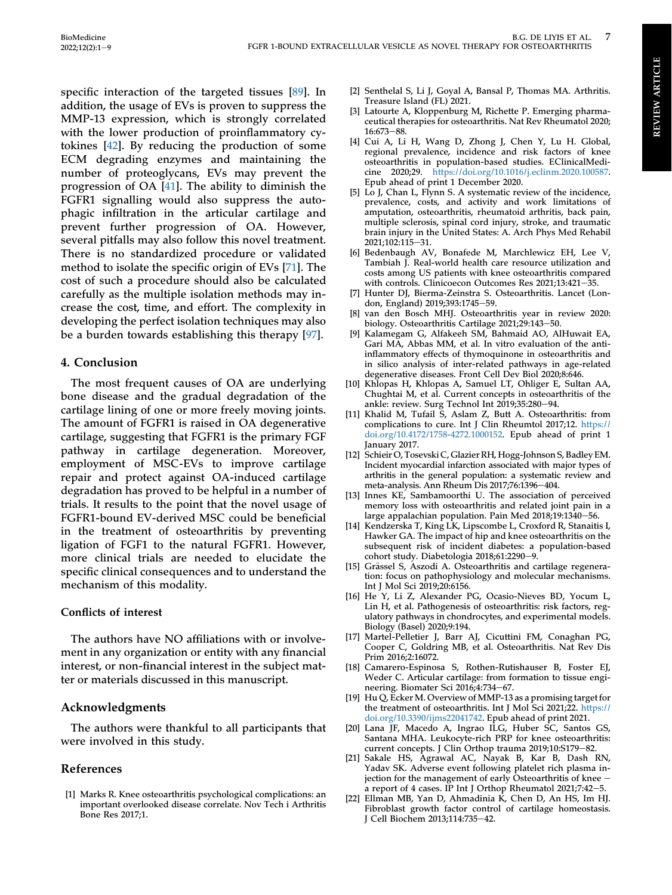specific interaction of the targeted tissues [89]. In addition, the usage of EVs is proven to suppress the MMP-13 expression, which is strongly correlated with the lower production of proinflammatory cytokines [42]. By reducing the production of some ECM degrading enzymes and maintaining the number of proteoglycans, EVs may prevent the progression of OA [41]. The ability to diminish the FGFR1 signalling would also suppress the autophagic infiltration in the articular cartilage and prevent further progression of OA. However, several pitfalls may also follow this novel treatment. There is no standardized procedure or validated method to isolate the specific origin of EVs [71]. The cost of such a procedure should also be calculated carefully as the multiple isolation methods may increase the cost, time, and effort. The complexity in developing the perfect isolation techniques may also be a burden towards establishing this therapy [97].

## 4. Conclusion

The most frequent causes of OA are underlying bone disease and the gradual degradation of the cartilage lining of one or more freely moving joints. The amount of FGFR1 is raised in OA degenerative cartilage, suggesting that FGFR1 is the primary FGF pathway in cartilage degeneration. Moreover, employment of MSC-EVs to improve cartilage repair and protect against OA-induced cartilage degradation has proved to be helpful in a number of trials. It results to the point that the novel usage of FGFR1-bound EV-derived MSC could be beneficial in the treatment of osteoarthritis by preventing ligation of FGF1 to the natural FGFR1. However, more clinical trials are needed to elucidate the specific clinical consequences and to understand the mechanism of this modality.

### Conflicts of interest

The authors have NO affiliations with or involvement in any organization or entity with any financial interest, or non-financial interest in the subject matter or materials discussed in this manuscript.

## Acknowledgments

The authors were thankful to all participants that were involved in this study.

## References

[1] Marks R. Knee osteoarthritis psychological complications: an important overlooked disease correlate. Nov Tech i Arthritis Bone Res 2017;1.

[2] Senthelal S, Li J, Goyal A, Bansal P, Thomas MA. Arthritis. Treasure Island (FL) 2021.

[3] Latourte A, Kloppenburg M, Richette P. Emerging pharmaceutical therapies for osteoarthritis. Nat Rev Rheumatol 2020; 16:673−88.

[4] Cui A, Li H, Wang D, Zhong J, Chen Y, Lu H. Global, regional prevalence, incidence and risk factors of knee osteoarthritis in population-based studies. EClinicalMedicine 2020;29. https://doi.org/10.1016/j.eclinm.2020.100587. Epub ahead of print 1 December 2020.

[5] Lo J, Chan L, Flynn S. A systematic review of the incidence, prevalence, costs, and activity and work limitations of amputation, osteoarthritis, rheumatoid arthritis, back pain, multiple sclerosis, spinal cord injury, stroke, and traumatic brain injury in the United States: A. Arch Phys Med Rehabil 2021;102:115−31.

[6] Bedenbaugh AV, Bonafede M, Marchlewicz EH, Lee V, Tambiah J. Real-world health care resource utilization and costs among US patients with knee osteoarthritis compared with controls. Clinicoecon Outcomes Res 2021;13:421−35.

[7] Hunter DJ, Bierma-Zeinstra S. Osteoarthritis. Lancet (London, England) 2019;393:1745−59.

[8] van den Bosch MHJ. Osteoarthritis year in review 2020: biology. Osteoarthritis Cartilage 2021;29:143−50.

[9] Kalamegam G, Alfakeeh SM, Bahmaid AO, AlHuwait EA, Gari MA, Abbas MM, et al. In vitro evaluation of the anti-inflammatory effects of thymoquinone in osteoarthritis and in silico analysis of inter-related pathways in age-related degenerative diseases. Front Cell Dev Biol 2020;8:646.

[10] Khlopas H, Khlopas A, Samuel LT, Ohliger E, Sultan AA, Chughtai M, et al. Current concepts in osteoarthritis of the ankle: review. Surg Technol Int 2019;35:280−94.

[11] Khalid M, Tufail S, Aslam Z, Butt A. Osteoarthritis: from complications to cure. Int J Clin Rheumtol 2017;12. https://doi.org/10.4172/1758-4272.1000152. Epub ahead of print 1 January 2017.

[12] Schieir O, Tosevski C, Glazier RH, Hogg-Johnson S, Badley EM. Incident myocardial infarction associated with major types of arthritis in the general population: a systematic review and meta-analysis. Ann Rheum Dis 2017;76:1396−404.

[13] Innes KE, Sambamoorthi U. The association of perceived memory loss with osteoarthritis and related joint pain in a large appalachian population. Pain Med 2018;19:1340−56.

[14] Kendzerska T, King LK, Lipscombe L, Croxford R, Stanaitis I, Hawker GA. The impact of hip and knee osteoarthritis on the subsequent risk of incident diabetes: a population-based cohort study. Diabetologia 2018;61:2290−9.

[15] Grässel S, Aszodi A. Osteoarthritis and cartilage regeneration: focus on pathophysiology and molecular mechanisms. Int J Mol Sci 2019;20:6156.

[16] He Y, Li Z, Alexander PG, Ocasio-Nieves BD, Yocum L, Lin H, et al. Pathogenesis of osteoarthritis: risk factors, regulatory pathways in chondrocytes, and experimental models. Biology (Basel) 2020;9:194.

[17] Martel-Pelletier J, Barr AJ, Cicuttini FM, Conaghan PG, Cooper C, Goldring MB, et al. Osteoarthritis. Nat Rev Dis Prim 2016;2:16072.

[18] Camarero-Espinosa S, Rothen-Rutishauser B, Foster EJ, Weder C. Articular cartilage: from formation to tissue engineering. Biomater Sci 2016;4:734−67.

[19] Hu Q, Ecker M. Overview of MMP-13 as a promising target for the treatment of osteoarthritis. Int J Mol Sci 2021;22. https://doi.org/10.3390/ijms22041742. Epub ahead of print 2021.

[20] Lana JF, Macedo A, Ingrao ILG, Huber SC, Santos GS, Santana MHA. Leukocyte-rich PRP for knee osteoarthritis: current concepts. J Clin Orthop trauma 2019;10:S179−82.

[21] Sakale HS, Agrawal AC, Nayak B, Kar B, Dash RN, Yadav SK. Adverse event following platelet rich plasma injection for the management of early Osteoarthritis of knee − a report of 4 cases. IP Int J Orthop Rheumatol 2021;7:42−5.

[22] Ellman MB, Yan D, Ahmadinia K, Chen D, An HS, Im HJ. Fibroblast growth factor control of cartilage homeostasis. J Cell Biochem 2013;114:735−42.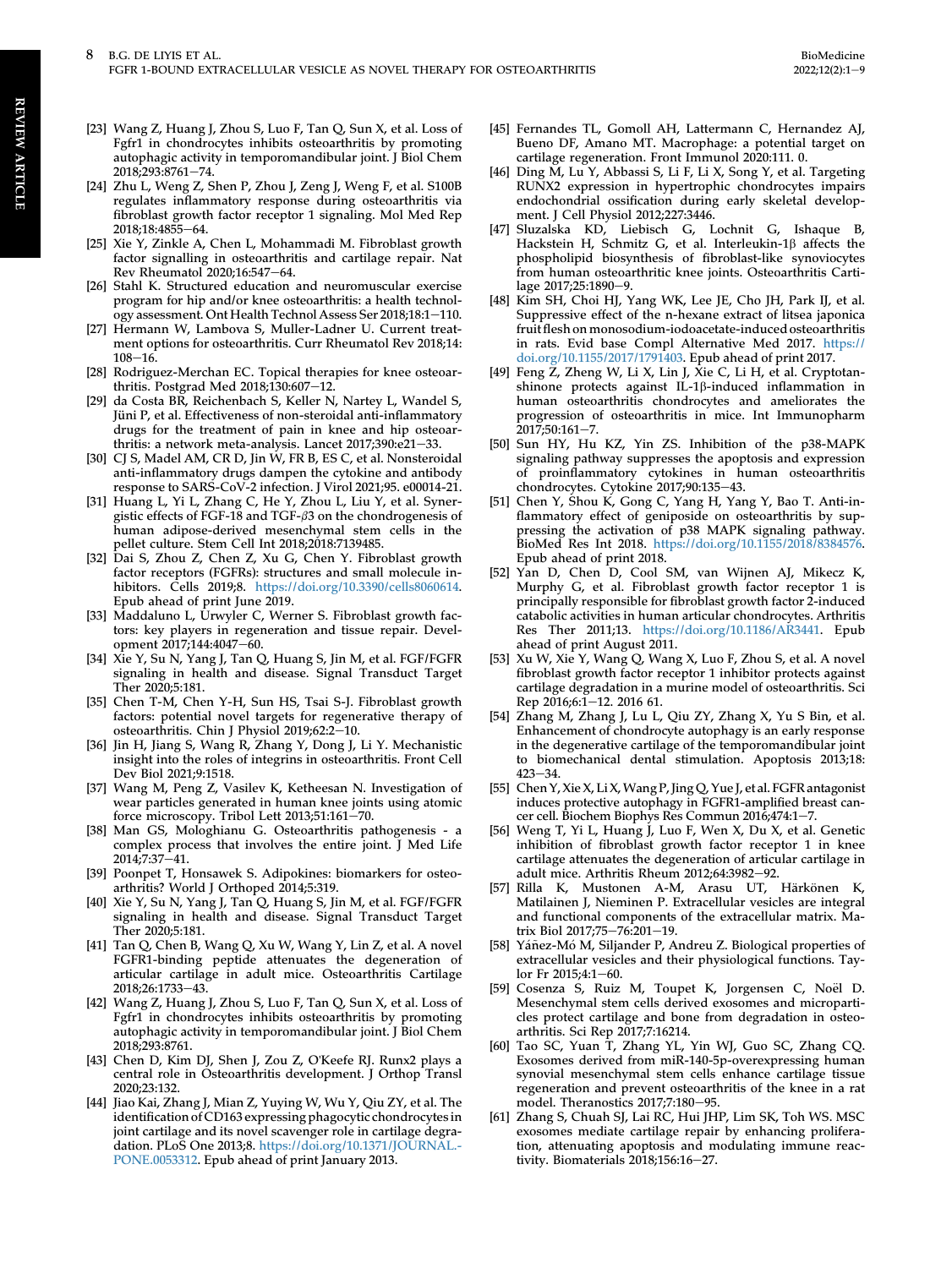[23] Wang Z, Huang J, Zhou S, Luo F, Tan Q, Sun X, et al. Loss of Fgfr1 in chondrocytes inhibits osteoarthritis by promoting autophagic activity in temporomandibular joint. J Biol Chem 2018;293:8761−74.

[24] Zhu L, Weng Z, Shen P, Zhou J, Zeng J, Weng F, et al. S100B regulates inflammatory response during osteoarthritis via fibroblast growth factor receptor 1 signaling. Mol Med Rep 2018;18:4855−64.

[25] Xie Y, Zinkle A, Chen L, Mohammadi M. Fibroblast growth factor signalling in osteoarthritis and cartilage repair. Nat Rev Rheumatol 2020;16:547−64.

[26] Stahl K. Structured education and neuromuscular exercise program for hip and/or knee osteoarthritis: a health technology assessment. Ont Health Technol Assess Ser 2018;18:1−110.

[27] Hermann W, Lambova S, Muller-Ladner U. Current treatment options for osteoarthritis. Curr Rheumatol Rev 2018;14:108−16.

[28] Rodriguez-Merchan EC. Topical therapies for knee osteoarthritis. Postgrad Med 2018;130:607−12.

[29] da Costa BR, Reichenbach S, Keller N, Nartey L, Wandel S, Jüni P, et al. Effectiveness of non-steroidal anti-inflammatory drugs for the treatment of pain in knee and hip osteoarthritis: a network meta-analysis. Lancet 2017;390:e21−33.

[30] CJ S, Madel AM, CR D, Jin W, FR B, ES C, et al. Nonsteroidal anti-inflammatory drugs dampen the cytokine and antibody response to SARS-CoV-2 infection. J Virol 2021;95. e00014-21.

[31] Huang L, Yi L, Zhang C, He Y, Zhou L, Liu Y, et al. Synergistic effects of FGF-18 and TGF-$\beta$3 on the chondrogenesis of human adipose-derived mesenchymal stem cells in the pellet culture. Stem Cell Int 2018;2018:7139485.

[32] Dai S, Zhou Z, Chen Z, Xu G, Chen Y. Fibroblast growth factor receptors (FGFRs): structures and small molecule inhibitors. Cells 2019;8. https://doi.org/10.3390/cells8060614. Epub ahead of print June 2019.

[33] Maddaluno L, Urwyler C, Werner S. Fibroblast growth factors: key players in regeneration and tissue repair. Development 2017;144:4047−60.

[34] Xie Y, Su N, Yang J, Tan Q, Huang S, Jin M, et al. FGF/FGFR signaling in health and disease. Signal Transduct Target Ther 2020;5:181.

[35] Chen T-M, Chen Y-H, Sun HS, Tsai S-J. Fibroblast growth factors: potential novel targets for regenerative therapy of osteoarthritis. Chin J Physiol 2019;62:2−10.

[36] Jin H, Jiang S, Wang R, Zhang Y, Dong J, Li Y. Mechanistic insight into the roles of integrins in osteoarthritis. Front Cell Dev Biol 2021;9:1518.

[37] Wang M, Peng Z, Vasilev K, Ketheesan N. Investigation of wear particles generated in human knee joints using atomic force microscopy. Tribol Lett 2013;51:161−70.

[38] Man GS, Mologhianu G. Osteoarthritis pathogenesis - a complex process that involves the entire joint. J Med Life 2014;7:37−41.

[39] Poonpet T, Honsawek S. Adipokines: biomarkers for osteoarthritis? World J Orthoped 2014;5:319.

[40] Xie Y, Su N, Yang J, Tan Q, Huang S, Jin M, et al. FGF/FGFR signaling in health and disease. Signal Transduct Target Ther 2020;5:181.

[41] Tan Q, Chen B, Wang Q, Xu W, Wang Y, Lin Z, et al. A novel FGFR1-binding peptide attenuates the degeneration of articular cartilage in adult mice. Osteoarthritis Cartilage 2018;26:1733−43.

[42] Wang Z, Huang J, Zhou S, Luo F, Tan Q, Sun X, et al. Loss of Fgfr1 in chondrocytes inhibits osteoarthritis by promoting autophagic activity in temporomandibular joint. J Biol Chem 2018;293:8761.

[43] Chen D, Kim DJ, Shen J, Zou Z, O'Keefe RJ. Runx2 plays a central role in Osteoarthritis development. J Orthop Transl 2020;23:132.

[44] Jiao Kai, Zhang J, Mian Z, Yuying W, Wu Y, Qiu ZY, et al. The identification of CD163 expressing phagocytic chondrocytes in joint cartilage and its novel scavenger role in cartilage degradation. PLoS One 2013;8. https://doi.org/10.1371/JOURNAL.PONE.0053312. Epub ahead of print January 2013.

[45] Fernandes TL, Gomoll AH, Lattermann C, Hernandez AJ, Bueno DF, Amano MT. Macrophage: a potential target on cartilage regeneration. Front Immunol 2020:111. 0.

[46] Ding M, Lu Y, Abbassi S, Li F, Li X, Song Y, et al. Targeting RUNX2 expression in hypertrophic chondrocytes impairs endochondral ossification during early skeletal development. J Cell Physiol 2012;227:3446.

[47] Sluzalska KD, Liebisch G, Lochnit G, Ishaque B, Hackstein H, Schmitz G, et al. Interleukin-1$\beta$ affects the phospholipid biosynthesis of fibroblast-like synoviocytes from human osteoarthritic knee joints. Osteoarthritis Cartilage 2017;25:1890−9.

[48] Kim SH, Choi HJ, Yang WK, Lee JE, Cho JH, Park IJ, et al. Suppressive effect of the n-hexane extract of litsea japonica fruit flesh on monosodium-iodoacetate-induced osteoarthritis in rats. Evid base Compl Alternative Med 2017. https://doi.org/10.1155/2017/1791403. Epub ahead of print 2017.

[49] Feng Z, Zheng W, Li X, Lin J, Xie C, Li H, et al. Cryptotanshinone protects against IL-1$\beta$-induced inflammation in human osteoarthritis chondrocytes and ameliorates the progression of osteoarthritis in mice. Int Immunopharm 2017;50:161−7.

[50] Sun HY, Hu KZ, Yin ZS. Inhibition of the p38-MAPK signaling pathway suppresses the apoptosis and expression of proinflammatory cytokines in human osteoarthritis chondrocytes. Cytokine 2017;90:135−43.

[51] Chen Y, Shou K, Gong C, Yang H, Yang Y, Bao T. Anti-inflammatory effect of geniposide on osteoarthritis by suppressing the activation of p38 MAPK signaling pathway. BioMed Res Int 2018. https://doi.org/10.1155/2018/8384576. Epub ahead of print 2018.

[52] Yan D, Chen D, Cool SM, van Wijnen AJ, Mikecz K, Murphy G, et al. Fibroblast growth factor receptor 1 is principally responsible for fibroblast growth factor 2-induced catabolic activities in human articular chondrocytes. Arthritis Res Ther 2011;13. https://doi.org/10.1186/AR3441. Epub ahead of print August 2011.

[53] Xu W, Xie Y, Wang Q, Wang X, Luo F, Zhou S, et al. A novel fibroblast growth factor receptor 1 inhibitor protects against cartilage degradation in a murine model of osteoarthritis. Sci Rep 2016;6:1−12. 2016 61.

[54] Zhang M, Zhang J, Lu L, Qiu ZY, Zhang X, Yu S Bin, et al. Enhancement of chondrocyte autophagy is an early response in the degenerative cartilage of the temporomandibular joint to biomechanical dental stimulation. Apoptosis 2013;18:423−34.

[55] Chen Y, Xie X, Li X, Wang P, Jing Q, Yue J, et al. FGFR antagonist induces protective autophagy in FGFR1-amplified breast cancer cell. Biochem Biophys Res Commun 2016;474:1−7.

[56] Weng T, Yi L, Huang J, Luo F, Wen X, Du X, et al. Genetic inhibition of fibroblast growth factor receptor 1 in knee cartilage attenuates the degeneration of articular cartilage in adult mice. Arthritis Rheum 2012;64:3982−92.

[57] Rilla K, Mustonen A-M, Arasu UT, Härkönen K, Matilainen J, Nieminen P. Extracellular vesicles are integral and functional components of the extracellular matrix. Matrix Biol 2017;75−76:201−19.

[58] Yáñez-Mó M, Siljander P, Andreu Z. Biological properties of extracellular vesicles and their physiological functions. Taylor Fr 2015;4:1−60.

[59] Cosenza S, Ruiz M, Toupet K, Jorgensen C, Noël D. Mesenchymal stem cells derived exosomes and microparticles protect cartilage and bone from degradation in osteoarthritis. Sci Rep 2017;7:16214.

[60] Tao SC, Yuan T, Zhang YL, Yin WJ, Guo SC, Zhang CQ. Exosomes derived from miR-140-5p-overexpressing human synovial mesenchymal stem cells enhance cartilage tissue regeneration and prevent osteoarthritis of the knee in a rat model. Theranostics 2017;7:180−95.

[61] Zhang S, Chuah SJ, Lai RC, Hui JHP, Lim SK, Toh WS. MSC exosomes mediate cartilage repair by enhancing proliferation, attenuating apoptosis and modulating immune reactivity. Biomaterials 2018;156:16−27.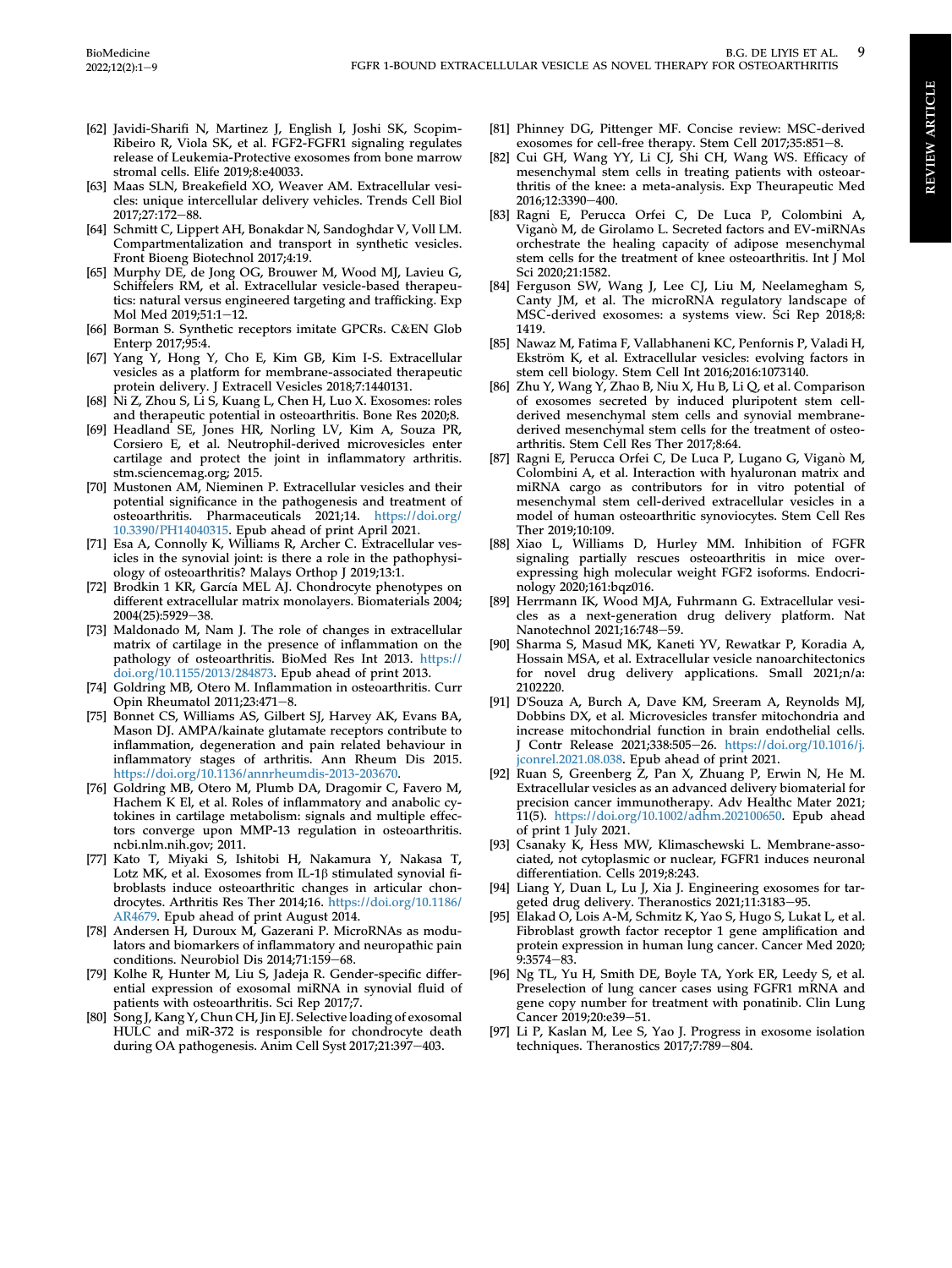[62] Javidi-Sharifi N, Martinez J, English I, Joshi SK, Scopim-Ribeiro R, Viola SK, et al. FGF2-FGFR1 signaling regulates release of Leukemia-Protective exosomes from bone marrow stromal cells. Elife 2019;8:e40033.

[63] Maas SLN, Breakefield XO, Weaver AM. Extracellular vesicles: unique intercellular delivery vehicles. Trends Cell Biol 2017;27:172–88.

[64] Schmitt C, Lippert AH, Bonakdar N, Sandoghdar V, Voll LM. Compartmentalization and transport in synthetic vesicles. Front Bioeng Biotechnol 2017;4:19.

[65] Murphy DE, de Jong OG, Brouwer M, Wood MJ, Lavieu G, Schiffelers RM, et al. Extracellular vesicle-based therapeutics: natural versus engineered targeting and trafficking. Exp Mol Med 2019;51:1–12.

[66] Borman S. Synthetic receptors imitate GPCRs. C&EN Glob Enterp 2017;95:4.

[67] Yang Y, Hong Y, Cho E, Kim GB, Kim I-S. Extracellular vesicles as a platform for membrane-associated therapeutic protein delivery. J Extracell Vesicles 2018;7:1440131.

[68] Ni Z, Zhou S, Li S, Kuang L, Chen H, Luo X. Exosomes: roles and therapeutic potential in osteoarthritis. Bone Res 2020;8.

[69] Headland SE, Jones HR, Norling LV, Kim A, Souza PR, Corsiero E, et al. Neutrophil-derived microvesicles enter cartilage and protect the joint in inflammatory arthritis. stm.sciencemag.org; 2015.

[70] Mustonen AM, Nieminen P. Extracellular vesicles and their potential significance in the pathogenesis and treatment of osteoarthritis. Pharmaceuticals 2021;14. https://doi.org/10.3390/PH14040315. Epub ahead of print April 2021.

[71] Esa A, Connolly K, Williams R, Archer C. Extracellular vesicles in the synovial joint: is there a role in the pathophysiology of osteoarthritis? Malays Orthop J 2019;13:1.

[72] Brodkin 1 KR, García MEL AJ. Chondrocyte phenotypes on different extracellular matrix monolayers. Biomaterials 2004; 2004(25):5929–38.

[73] Maldonado M, Nam J. The role of changes in extracellular matrix of cartilage in the presence of inflammation on the pathology of osteoarthritis. BioMed Res Int 2013. https://doi.org/10.1155/2013/284873. Epub ahead of print 2013.

[74] Goldring MB, Otero M. Inflammation in osteoarthritis. Curr Opin Rheumatol 2011;23:471–8.

[75] Bonnet CS, Williams AS, Gilbert SJ, Harvey AK, Evans BA, Mason DJ. AMPA/kainate glutamate receptors contribute to inflammation, degeneration and pain related behaviour in inflammatory stages of arthritis. Ann Rheum Dis 2015. https://doi.org/10.1136/annrheumdis-2013-203670.

[76] Goldring MB, Otero M, Plumb DA, Dragomir C, Favero M, Hachem K El, et al. Roles of inflammatory and anabolic cytokines in cartilage metabolism: signals and multiple effectors converge upon MMP-13 regulation in osteoarthritis. ncbi.nlm.nih.gov; 2011.

[77] Kato T, Miyaki S, Ishitobi H, Nakamura Y, Nakasa T, Lotz MK, et al. Exosomes from IL-1β stimulated synovial fibroblasts induce osteoarthritic changes in articular chondrocytes. Arthritis Res Ther 2014;16. https://doi.org/10.1186/AR4679. Epub ahead of print August 2014.

[78] Andersen H, Duroux M, Gazerani P. MicroRNAs as modulators and biomarkers of inflammatory and neuropathic pain conditions. Neurobiol Dis 2014;71:159–68.

[79] Kolhe R, Hunter M, Liu S, Jadeja R. Gender-specific differential expression of exosomal miRNA in synovial fluid of patients with osteoarthritis. Sci Rep 2017;7.

[80] Song J, Kang Y, Chun CH, Jin EJ. Selective loading of exosomal HULC and miR-372 is responsible for chondrocyte death during OA pathogenesis. Anim Cell Syst 2017;21:397–403.

[81] Phinney DG, Pittenger MF. Concise review: MSC-derived exosomes for cell-free therapy. Stem Cell 2017;35:851–8.

[82] Cui GH, Wang YY, Li CJ, Shi CH, Wang WS. Efficacy of mesenchymal stem cells in treating patients with osteoarthritis of the knee: a meta-analysis. Exp Theurapeutic Med 2016;12:3390–400.

[83] Ragni E, Perucca Orfei C, De Luca P, Colombini A, Viganò M, de Girolamo L. Secreted factors and EV-miRNAs orchestrate the healing capacity of adipose mesenchymal stem cells for the treatment of knee osteoarthritis. Int J Mol Sci 2020;21:1582.

[84] Ferguson SW, Wang J, Lee CJ, Liu M, Neelamegham S, Canty JM, et al. The microRNA regulatory landscape of MSC-derived exosomes: a systems view. Sci Rep 2018;8: 1419.

[85] Nawaz M, Fatima F, Vallabhaneni KC, Penfornis P, Valadi H, Ekström K, et al. Extracellular vesicles: evolving factors in stem cell biology. Stem Cell Int 2016;2016:1073140.

[86] Zhu Y, Wang Y, Zhao B, Niu X, Hu B, Li Q, et al. Comparison of exosomes secreted by induced pluripotent stem cell-derived mesenchymal stem cells and synovial membrane-derived mesenchymal stem cells for the treatment of osteoarthritis. Stem Cell Res Ther 2017;8:64.

[87] Ragni E, Perucca Orfei C, De Luca P, Lugano G, Viganò M, Colombini A, et al. Interaction with hyaluronan matrix and miRNA cargo as contributors for in vitro potential of mesenchymal stem cell-derived extracellular vesicles in a model of human osteoarthritic synoviocytes. Stem Cell Res Ther 2019;10:109.

[88] Xiao L, Williams D, Hurley MM. Inhibition of FGFR signaling partially rescues osteoarthritis in mice overexpressing high molecular weight FGF2 isoforms. Endocrinology 2020;161:bqz016.

[89] Herrmann IK, Wood MJA, Fuhrmann G. Extracellular vesicles as a next-generation drug delivery platform. Nat Nanotechnol 2021;16:748–59.

[90] Sharma S, Masud MK, Kaneti YV, Rewatkar P, Koradia A, Hossain MSA, et al. Extracellular vesicle nanoarchitectonics for novel drug delivery applications. Small 2021;n/a: 2102220.

[91] D'Souza A, Burch A, Dave KM, Sreeram A, Reynolds MJ, Dobbins DX, et al. Microvesicles transfer mitochondria and increase mitochondrial function in brain endothelial cells. J Contr Release 2021;338:505–26. https://doi.org/10.1016/j.jconrel.2021.08.038. Epub ahead of print 2021.

[92] Ruan S, Greenberg Z, Pan X, Zhuang P, Erwin N, He M. Extracellular vesicles as an advanced delivery biomaterial for precision cancer immunotherapy. Adv Healthc Mater 2021; 11(5). https://doi.org/10.1002/adhm.202100650. Epub ahead of print 1 July 2021.

[93] Csanaky K, Hess MW, Klimaschewski L. Membrane-associated, not cytoplasmic or nuclear, FGFR1 induces neuronal differentiation. Cells 2019;8:243.

[94] Liang Y, Duan L, Lu J, Xia J. Engineering exosomes for targeted drug delivery. Theranostics 2021;11:3183–95.

[95] Elakad O, Lois A-M, Schmitz K, Yao S, Hugo S, Lukat L, et al. Fibroblast growth factor receptor 1 gene amplification and protein expression in human lung cancer. Cancer Med 2020; 9:3574–83.

[96] Ng TL, Yu H, Smith DE, Boyle TA, York ER, Leedy S, et al. Preselection of lung cancer cases using FGFR1 mRNA and gene copy number for treatment with ponatinib. Clin Lung Cancer 2019;20:e39–51.

[97] Li P, Kaslan M, Lee S, Yao J. Progress in exosome isolation techniques. Theranostics 2017;7:789–804.